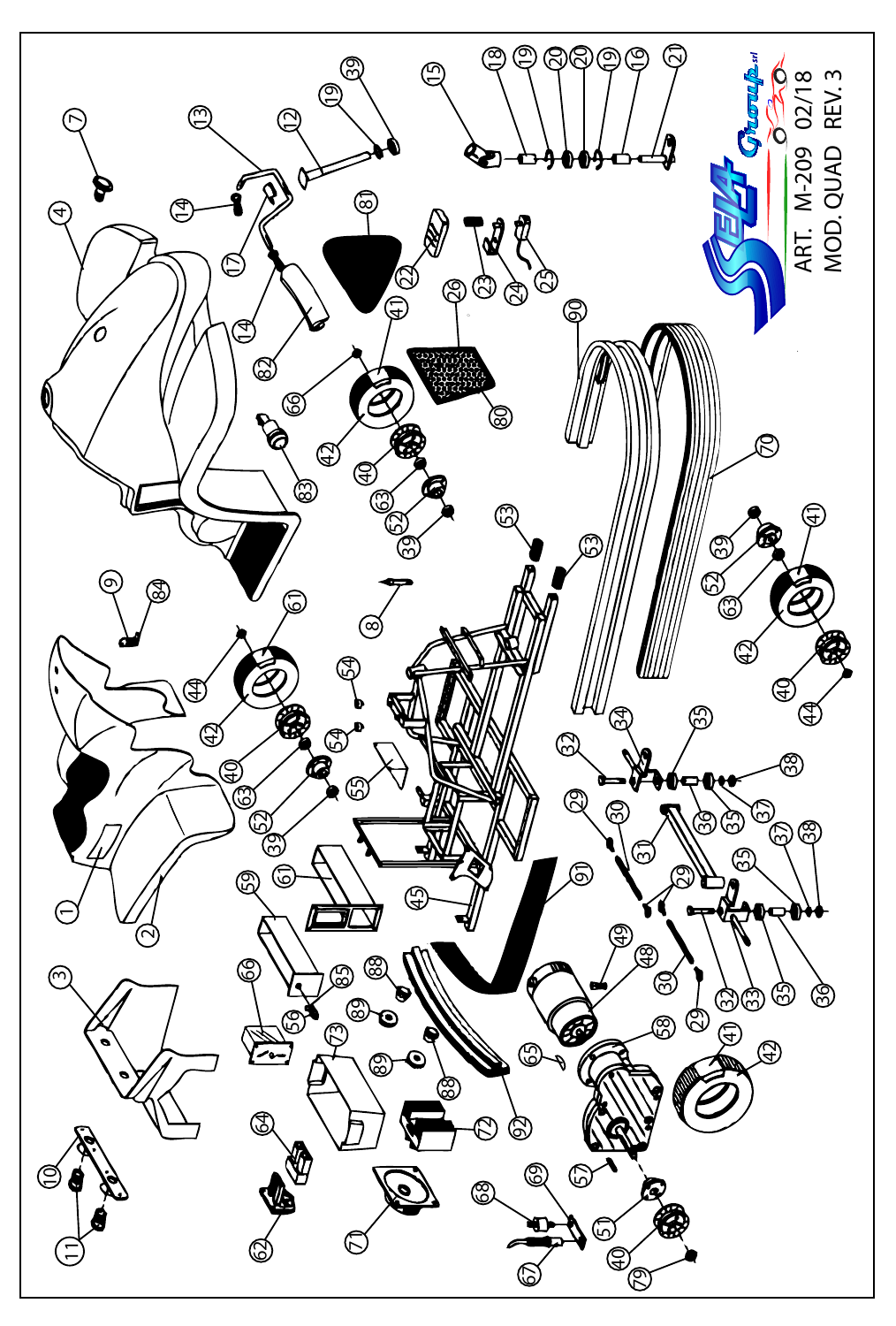SELA Group srl

ART. M-209 02/18

MOD. QUAD REV. 3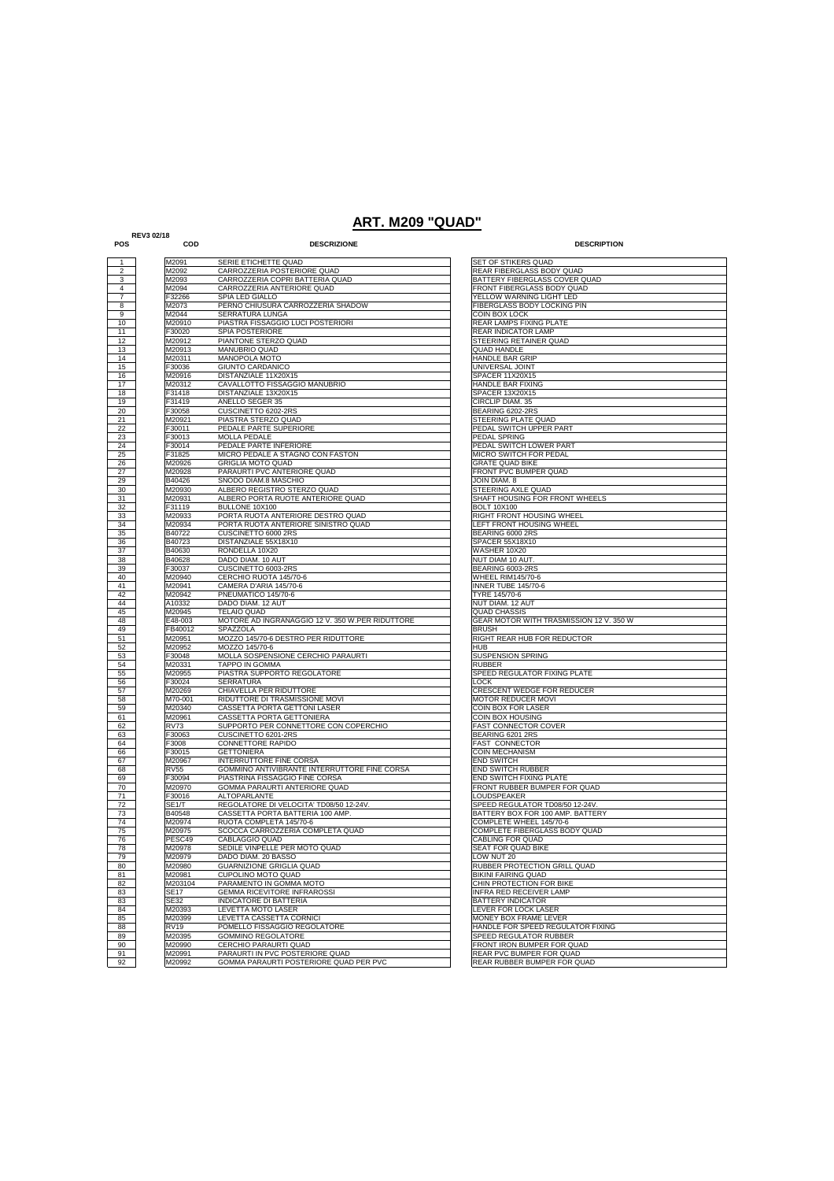# ART. M209 "QUAD"

REV3 02/18

| POS | COD | DESCRIZIONE | DESCRIPTION |
|---|---|---|---|
| 1 | M2091 | SERIE ETICHETTE QUAD | SET OF STIKERS QUAD |
| 2 | M2092 | CARROZZERIA POSTERIORE QUAD | REAR FIBERGLASS BODY QUAD |
| 3 | M2093 | CARROZZERIA COPRI BATTERIA QUAD | BATTERY FIBERGLASS COVER QUAD |
| 4 | M2094 | CARROZZERIA ANTERIORE QUAD | FRONT FIBERGLASS BODY QUAD |
| 7 | F32266 | SPIA LED GIALLO | YELLOW WARNING LIGHT LED |
| 8 | M2073 | PERNO CHIUSURA CARROZZERIA SHADOW | FIBERGLASS BODY LOCKING PIN |
| 9 | M2044 | SERRATURA LUNGA | COIN BOX LOCK |
| 10 | M20910 | PIASTRA FISSAGGIO LUCI POSTERIORI | REAR LAMPS FIXING PLATE |
| 11 | F30020 | SPIA POSTERIORE | REAR INDICATOR LAMP |
| 12 | M20912 | PIANTONE STERZO QUAD | STEERING RETAINER QUAD |
| 13 | M20913 | MANUBRIO QUAD | QUAD HANDLE |
| 14 | M20311 | MANOPOLA MOTO | HANDLE BAR GRIP |
| 15 | F30036 | GIUNTO CARDANICO | UNIVERSAL JOINT |
| 16 | M20916 | DISTANZIALE 11X20X15 | SPACER 11X20X15 |
| 17 | M20312 | CAVALLOTTO FISSAGGIO MANUBRIO | HANDLE BAR FIXING |
| 18 | F31418 | DISTANZIALE 13X20X15 | SPACER 13X20X15 |
| 19 | F31419 | ANELLO SEGER 35 | CIRCLIP DIAM. 35 |
| 20 | F30058 | CUSCINETTO 6202-2RS | BEARING 6202-2RS |
| 21 | M20921 | PIASTRA STERZO QUAD | STEERING PLATE QUAD |
| 22 | F30011 | PEDALE PARTE SUPERIORE | PEDAL SWITCH UPPER PART |
| 23 | F30013 | MOLLA PEDALE | PEDAL SPRING |
| 24 | F30014 | PEDALE PARTE INFERIORE | PEDAL SWITCH LOWER PART |
| 25 | F31825 | MICRO PEDALE A STAGNO CON FASTON | MICRO SWITCH FOR PEDAL |
| 26 | M20926 | GRIGLIA MOTO QUAD | GRATE QUAD BIKE |
| 27 | M20928 | PARAURTI PVC ANTERIORE QUAD | FRONT PVC BUMPER QUAD |
| 29 | B40426 | SNODO DIAM.8 MASCHIO | JOIN DIAM. 8 |
| 30 | M20930 | ALBERO REGISTRO STERZO QUAD | STEERING AXLE QUAD |
| 31 | M20931 | ALBERO PORTA RUOTE ANTERIORE QUAD | SHAFT HOUSING FOR FRONT WHEELS |
| 32 | F31119 | BULLONE 10X100 | BOLT 10X100 |
| 33 | M20933 | PORTA RUOTA ANTERIORE DESTRO QUAD | RIGHT FRONT HOUSING WHEEL |
| 34 | M20934 | PORTA RUOTA ANTERIORE SINISTRO QUAD | LEFT FRONT HOUSING WHEEL |
| 35 | B40722 | CUSCINETTO 6000 2RS | BEARING 6000 2RS |
| 36 | B40723 | DISTANZIALE 55X18X10 | SPACER 55X18X10 |
| 37 | B40630 | RONDELLA 10X20 | WASHER 10X20 |
| 38 | B40628 | DADO DIAM. 10 AUT | NUT DIAM 10 AUT. |
| 39 | F30037 | CUSCINETTO 6003-2RS | BEARING 6003-2RS |
| 40 | M20940 | CERCHIO RUOTA 145/70-6 | WHEEL RIM145/70-6 |
| 41 | M20941 | CAMERA D'ARIA 145/70-6 | INNER TUBE 145/70-6 |
| 42 | M20942 | PNEUMATICO 145/70-6 | TYRE 145/70-6 |
| 44 | A10332 | DADO DIAM. 12 AUT | NUT DIAM. 12 AUT |
| 45 | M20945 | TELAIO QUAD | QUAD CHASSIS |
| 48 | E48-003 | MOTORE AD INGRANAGGIO 12 V. 350 W.PER RIDUTTORE | GEAR MOTOR WITH TRASMISSION 12 V. 350 W |
| 49 | FB40012 | SPAZZOLA | BRUSH |
| 51 | M20951 | MOZZO 145/70-6 DESTRO PER RIDUTTORE | RIGHT REAR HUB FOR REDUCTOR |
| 52 | M20952 | MOZZO 145/70-6 | HUB |
| 53 | F30048 | MOLLA SOSPENSIONE CERCHIO PARAURTI | SUSPENSION SPRING |
| 54 | M20331 | TAPPO IN GOMMA | RUBBER |
| 55 | M20955 | PIASTRA SUPPORTO REGOLATORE | SPEED REGULATOR FIXING PLATE |
| 56 | F30024 | SERRATURA | LOCK |
| 57 | M20269 | CHIAVELLA PER RIDUTTORE | CRESCENT WEDGE FOR REDUCER |
| 58 | M70-001 | RIDUTTORE DI TRASMISSIONE MOVI | MOTOR REDUCER MOVI |
| 59 | M20340 | CASSETTA PORTA GETTONI LASER | COIN BOX FOR LASER |
| 61 | M20961 | CASSETTA PORTA GETTONIERA | COIN BOX HOUSING |
| 62 | RV73 | SUPPORTO PER CONNETTORE CON COPERCHIO | FAST CONNECTOR COVER |
| 63 | F30063 | CUSCINETTO 6201-2RS | BEARING 6201 2RS |
| 64 | F3008 | CONNETTORE RAPIDO | FAST CONNECTOR |
| 66 | F30015 | GETTONIERA | COIN MECHANISM |
| 67 | M20967 | INTERRUTTORE FINE CORSA | END SWITCH |
| 68 | RV55 | GOMMINO ANTIVIBRANTE INTERRUTTORE FINE CORSA | END SWITCH RUBBER |
| 69 | F30094 | PIASTRINA FISSAGGIO FINE CORSA | END SWITCH FIXING PLATE |
| 70 | M20970 | GOMMA PARAURTI ANTERIORE QUAD | FRONT RUBBER BUMPER FOR QUAD |
| 71 | F30016 | ALTOPARLANTE | LOUDSPEAKER |
| 72 | SE1/T | REGOLATORE DI VELOCITA' TD08/50 12-24V. | SPEED REGULATOR TD08/50 12-24V. |
| 73 | B40548 | CASSETTA PORTA BATTERIA 100 AMP. | BATTERY BOX FOR 100 AMP. BATTERY |
| 74 | M20974 | RUOTA COMPLETA 145/70-6 | COMPLETE WHEEL 145/70-6 |
| 75 | M20975 | SCOCCA CARROZZERIA COMPLETA QUAD | COMPLETE FIBERGLASS BODY QUAD |
| 76 | PESC49 | CABLAGGIO QUAD | CABLING FOR QUAD |
| 78 | M20978 | SEDILE VINPELLE PER MOTO QUAD | SEAT FOR QUAD BIKE |
| 79 | M20979 | DADO DIAM. 20 BASSO | LOW NUT 20 |
| 80 | M20980 | GUARNIZIONE GRIGLIA QUAD | RUBBER PROTECTION GRILL QUAD |
| 81 | M20981 | CUPOLINO MOTO QUAD | BIKINI FAIRING QUAD |
| 82 | M203104 | PARAMENTO IN GOMMA MOTO | CHIN PROTECTION FOR BIKE |
| 83 | SE17 | GEMMA RICEVITORE INFRAROSSI | INFRA RED RECEIVER LAMP |
| 83 | SE32 | INDICATORE DI BATTERIA | BATTERY INDICATOR |
| 84 | M20393 | LEVETTA MOTO LASER | LEVER FOR LOCK LASER |
| 85 | M20399 | LEVETTA CASSETTA CORNICI | MONEY BOX FRAME LEVER |
| 88 | RV19 | POMELLO FISSAGGIO REGOLATORE | HANDLE FOR SPEED REGULATOR FIXING |
| 89 | M20395 | GOMMINO REGOLATORE | SPEED REGULATOR RUBBER |
| 90 | M20990 | CERCHIO PARAURTI QUAD | FRONT IRON BUMPER FOR QUAD |
| 91 | M20991 | PARAURTI IN PVC POSTERIORE QUAD | REAR PVC BUMPER FOR QUAD |
| 92 | M20992 | GOMMA PARAURTI POSTERIORE QUAD PER PVC | REAR RUBBER BUMPER FOR QUAD |